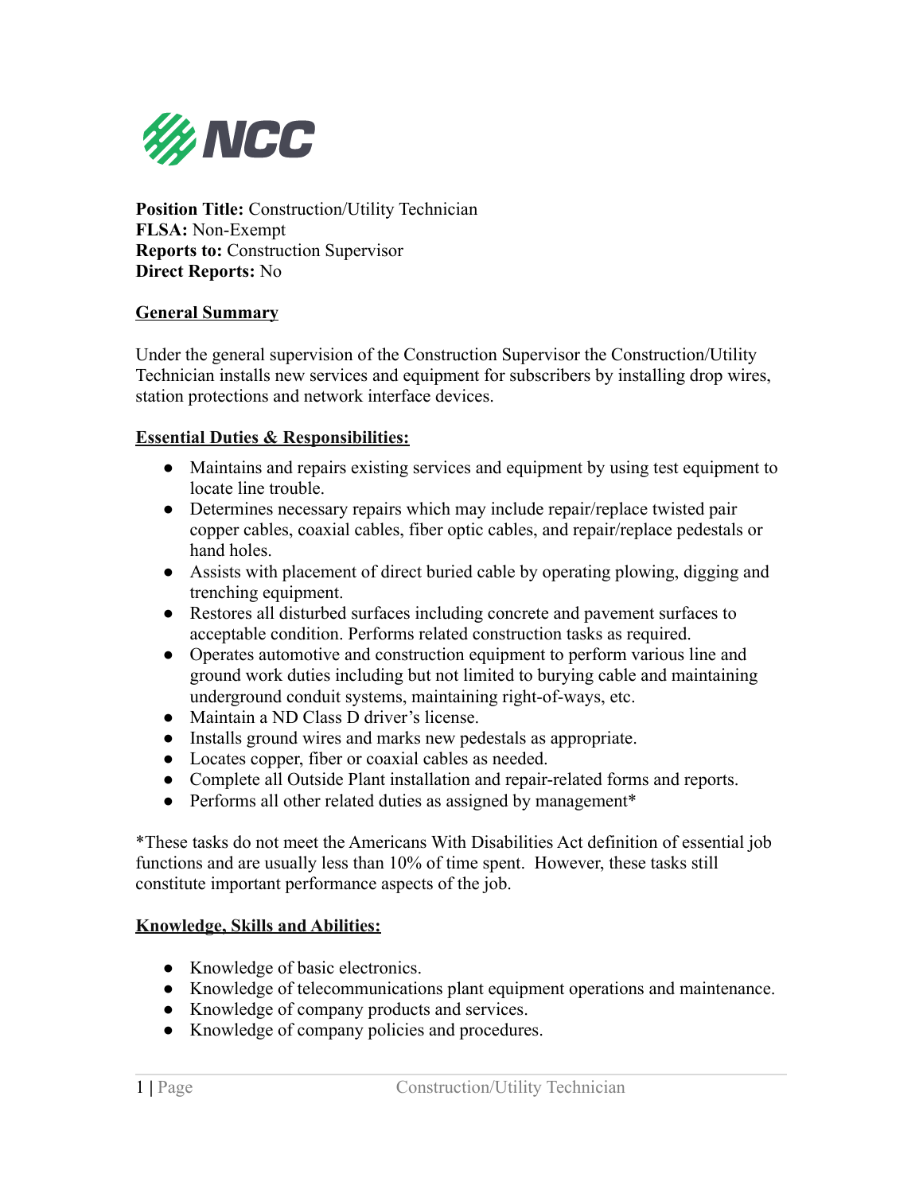**NCC**

**Position Title:** Construction/Utility Technician
**FLSA:** Non-Exempt
**Reports to:** Construction Supervisor
**Direct Reports:** No

## General Summary

Under the general supervision of the Construction Supervisor the Construction/Utility Technician installs new services and equipment for subscribers by installing drop wires, station protections and network interface devices.

## Essential Duties & Responsibilities:

- Maintains and repairs existing services and equipment by using test equipment to locate line trouble.
- Determines necessary repairs which may include repair/replace twisted pair copper cables, coaxial cables, fiber optic cables, and repair/replace pedestals or hand holes.
- Assists with placement of direct buried cable by operating plowing, digging and trenching equipment.
- Restores all disturbed surfaces including concrete and pavement surfaces to acceptable condition. Performs related construction tasks as required.
- Operates automotive and construction equipment to perform various line and ground work duties including but not limited to burying cable and maintaining underground conduit systems, maintaining right-of-ways, etc.
- Maintain a ND Class D driver's license.
- Installs ground wires and marks new pedestals as appropriate.
- Locates copper, fiber or coaxial cables as needed.
- Complete all Outside Plant installation and repair-related forms and reports.
- Performs all other related duties as assigned by management*

*These tasks do not meet the Americans With Disabilities Act definition of essential job functions and are usually less than 10% of time spent. However, these tasks still constitute important performance aspects of the job.

## Knowledge, Skills and Abilities:

- Knowledge of basic electronics.
- Knowledge of telecommunications plant equipment operations and maintenance.
- Knowledge of company products and services.
- Knowledge of company policies and procedures.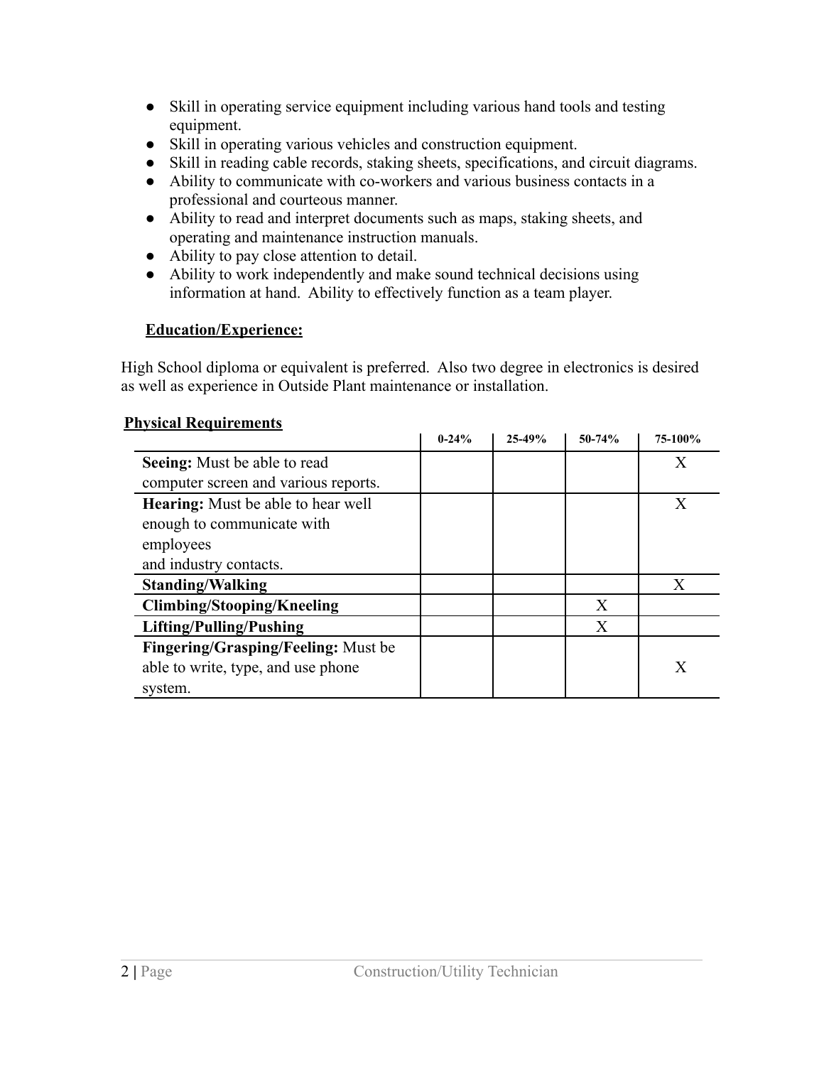- Skill in operating service equipment including various hand tools and testing equipment.
- Skill in operating various vehicles and construction equipment.
- Skill in reading cable records, staking sheets, specifications, and circuit diagrams.
- Ability to communicate with co-workers and various business contacts in a professional and courteous manner.
- Ability to read and interpret documents such as maps, staking sheets, and operating and maintenance instruction manuals.
- Ability to pay close attention to detail.
- Ability to work independently and make sound technical decisions using information at hand. Ability to effectively function as a team player.

**Education/Experience:**

High School diploma or equivalent is preferred. Also two degree in electronics is desired as well as experience in Outside Plant maintenance or installation.

**Physical Requirements**

| | 0-24% | 25-49% | 50-74% | 75-100% |
|---|---|---|---|---|
| **Seeing:** Must be able to read computer screen and various reports. | | | | X |
| **Hearing:** Must be able to hear well enough to communicate with employees and industry contacts. | | | | X |
| **Standing/Walking** | | | | X |
| **Climbing/Stooping/Kneeling** | | | X | |
| **Lifting/Pulling/Pushing** | | | X | |
| **Fingering/Grasping/Feeling:** Must be able to write, type, and use phone system. | | | | X |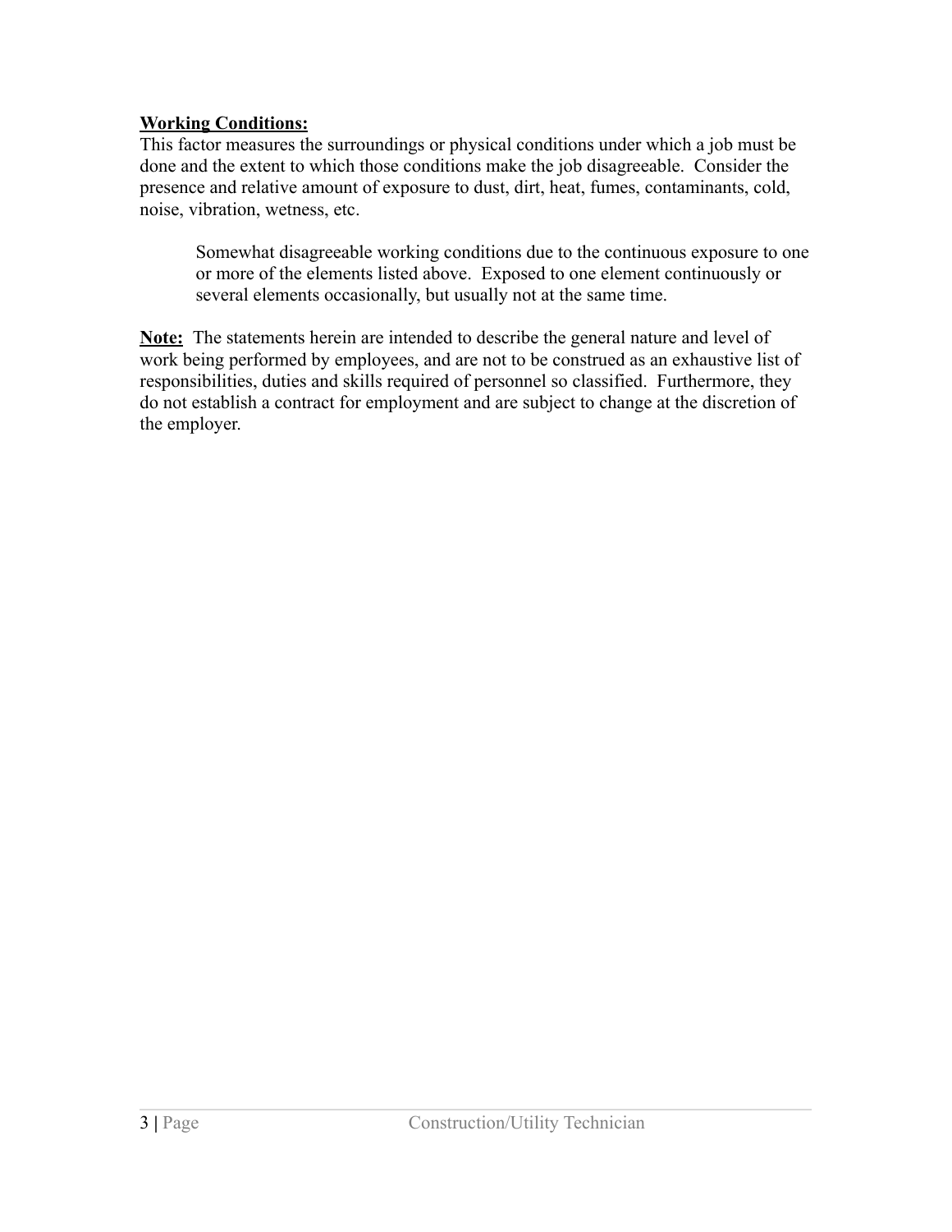**Working Conditions:**

This factor measures the surroundings or physical conditions under which a job must be done and the extent to which those conditions make the job disagreeable. Consider the presence and relative amount of exposure to dust, dirt, heat, fumes, contaminants, cold, noise, vibration, wetness, etc.

> Somewhat disagreeable working conditions due to the continuous exposure to one or more of the elements listed above. Exposed to one element continuously or several elements occasionally, but usually not at the same time.

**Note:** The statements herein are intended to describe the general nature and level of work being performed by employees, and are not to be construed as an exhaustive list of responsibilities, duties and skills required of personnel so classified. Furthermore, they do not establish a contract for employment and are subject to change at the discretion of the employer.